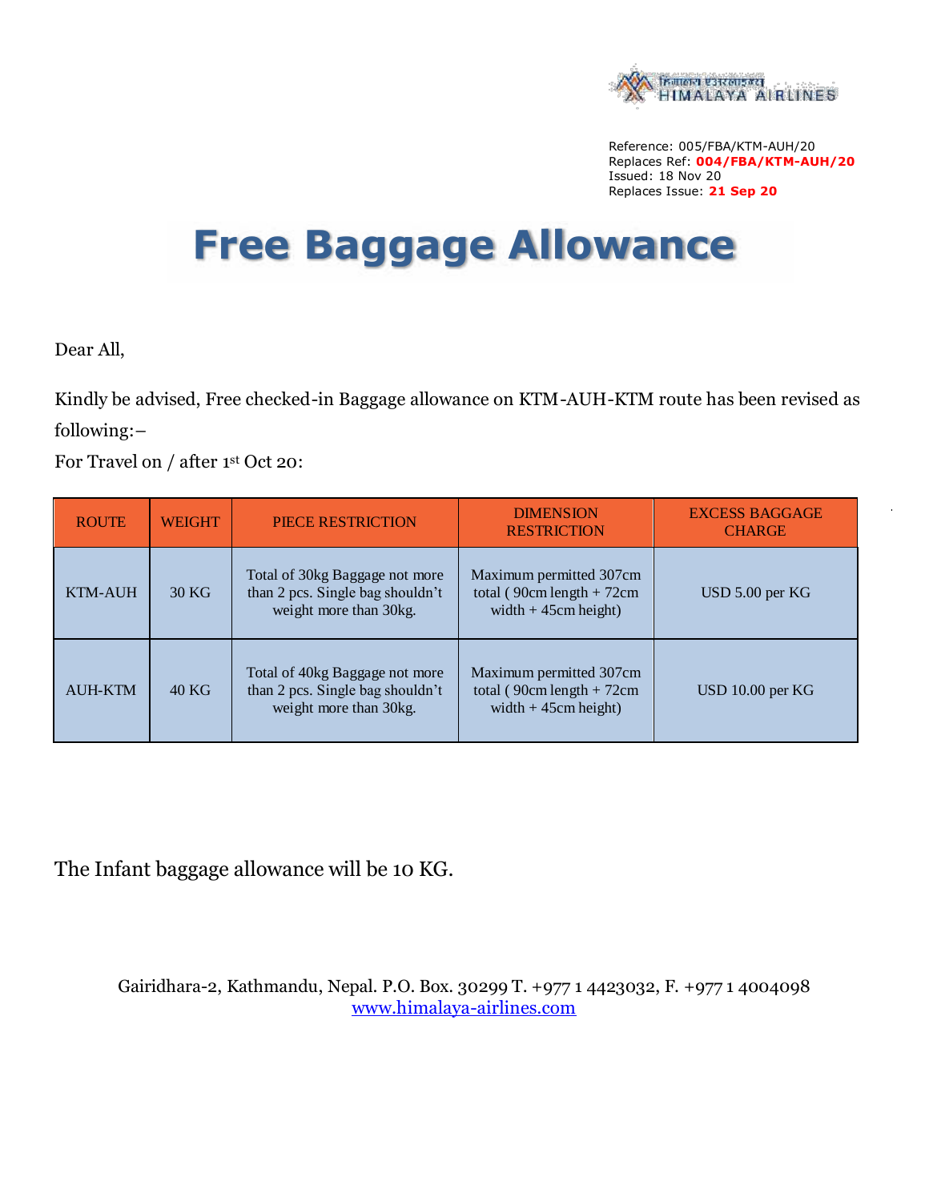Reference: 005/FBA/KTM-AUH/20
Replaces Ref: **004/FBA/KTM-AUH/20**
Issued: 18 Nov 20
Replaces Issue: **21 Sep 20**

# Free Baggage Allowance

Dear All,

Kindly be advised, Free checked-in Baggage allowance on KTM-AUH-KTM route has been revised as following:–

For Travel on / after 1st Oct 20:

| ROUTE | WEIGHT | PIECE RESTRICTION | DIMENSION RESTRICTION | EXCESS BAGGAGE CHARGE |
|---|---|---|---|---|
| KTM-AUH | 30 KG | Total of 30kg Baggage not more than 2 pcs. Single bag shouldn't weight more than 30kg. | Maximum permitted 307cm total ( 90cm length + 72cm width + 45cm height) | USD 5.00 per KG |
| AUH-KTM | 40 KG | Total of 40kg Baggage not more than 2 pcs. Single bag shouldn't weight more than 30kg. | Maximum permitted 307cm total ( 90cm length + 72cm width + 45cm height) | USD 10.00 per KG |

The Infant baggage allowance will be 10 KG.

Gairidhara-2, Kathmandu, Nepal. P.O. Box. 30299 T. +977 1 4423032, F. +977 1 4004098
www.himalaya-airlines.com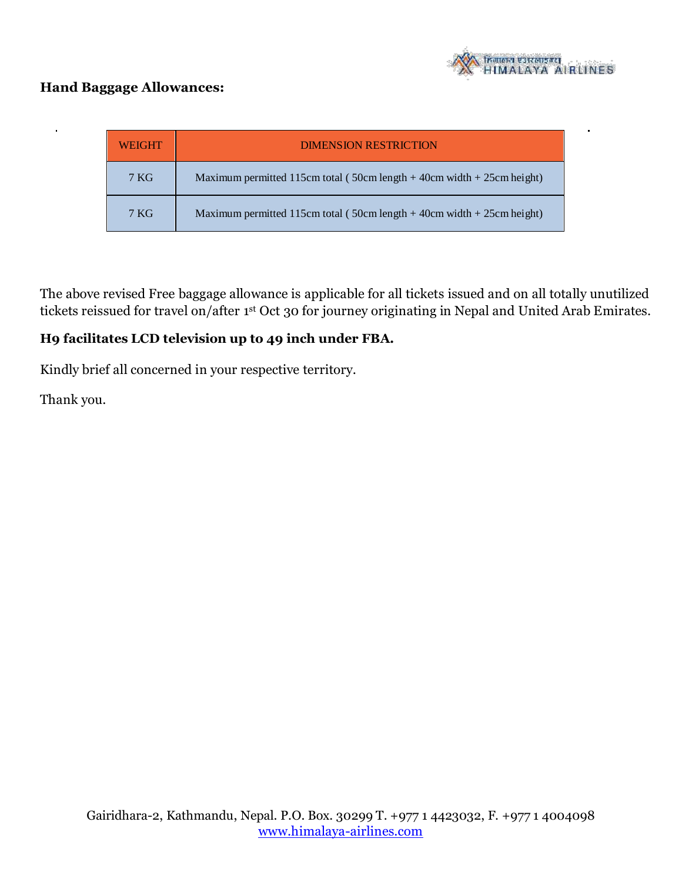**Hand Baggage Allowances:**

| WEIGHT | DIMENSION RESTRICTION |
|---|---|
| 7 KG | Maximum permitted 115cm total ( 50cm length + 40cm width + 25cm height) |
| 7 KG | Maximum permitted 115cm total ( 50cm length + 40cm width + 25cm height) |

The above revised Free baggage allowance is applicable for all tickets issued and on all totally unutilized tickets reissued for travel on/after 1st Oct 30 for journey originating in Nepal and United Arab Emirates.

**H9 facilitates LCD television up to 49 inch under FBA.**

Kindly brief all concerned in your respective territory.

Thank you.

Gairidhara-2, Kathmandu, Nepal. P.O. Box. 30299 T. +977 1 4423032, F. +977 1 4004098
www.himalaya-airlines.com